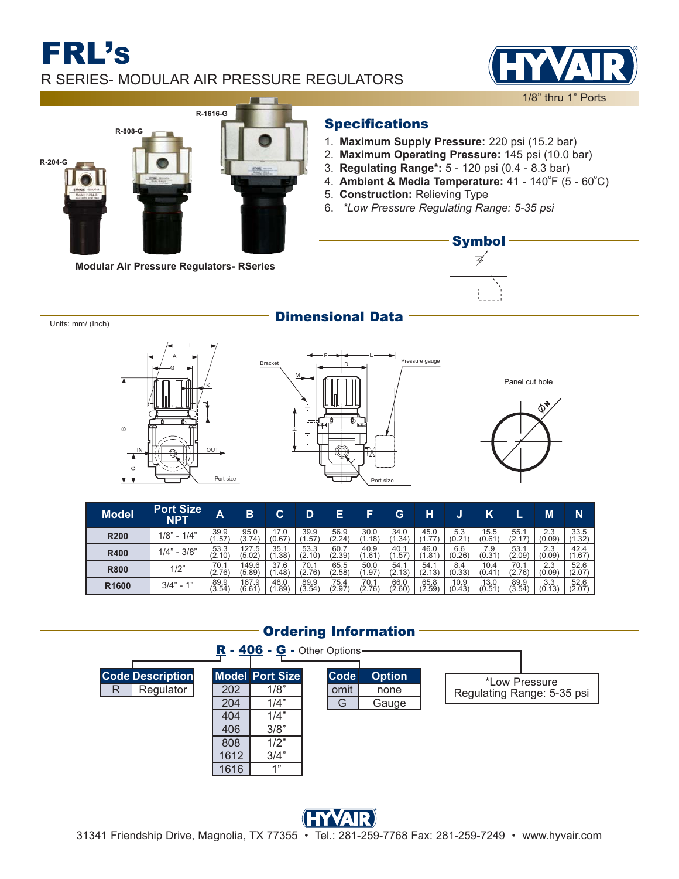# FRL's

## R SERIES- MODULAR AIR PRESSURE REGULATORS

1/8" thru 1" Ports

R-1616-G

R-808-G

R-204-G

**Modular Air Pressure Regulators- RSeries**

## Specifications

1. **Maximum Supply Pressure:** 220 psi (15.2 bar)
2. **Maximum Operating Pressure:** 145 psi (10.0 bar)
3. **Regulating Range\*:** 5 - 120 psi (0.4 - 8.3 bar)
4. **Ambient & Media Temperature:** 41 - 140°F (5 - 60°C)
5. **Construction:** Relieving Type
6. *\*Low Pressure Regulating Range: 5-35 psi*

## Symbol

## Dimensional Data

Units: mm/ (Inch)

Bracket

Pressure gauge

Panel cut hole

Port size

| Model | Port Size NPT | A | B | C | D | E | F | G | H | J | K | L | M | N |
|---|---|---|---|---|---|---|---|---|---|---|---|---|---|---|
| R200 | 1/8" - 1/4" | 39.9 (1.57) | 95.0 (3.74) | 17.0 (0.67) | 39.9 (1.57) | 56.9 (2.24) | 30.0 (1.18) | 34.0 (1.34) | 45.0 (1.77) | 5.3 (0.21) | 15.5 (0.61) | 55.1 (2.17) | 2.3 (0.09) | 33.5 (1.32) |
| R400 | 1/4" - 3/8" | 53.3 (2.10) | 127.5 (5.02) | 35.1 (1.38) | 53.3 (2.10) | 60.7 (2.39) | 40.9 (1.61) | 40.1 (1.57) | 46.0 (1.81) | 6.6 (0.26) | 7.9 (0.31) | 53.1 (2.09) | 2.3 (0.09) | 42.4 (1.67) |
| R800 | 1/2" | 70.1 (2.76) | 149.6 (5.89) | 37.6 (1.48) | 70.1 (2.76) | 65.5 (2.58) | 50.0 (1.97) | 54.1 (2.13) | 54.1 (2.13) | 8.4 (0.33) | 10.4 (0.41) | 70.1 (2.76) | 2.3 (0.09) | 52.6 (2.07) |
| R1600 | 3/4" - 1" | 89.9 (3.54) | 167.9 (6.61) | 48.0 (1.89) | 89.9 (3.54) | 75.4 (2.97) | 70.1 (2.76) | 66.0 (2.60) | 65.8 (2.59) | 10.9 (0.43) | 13.0 (0.51) | 89.9 (3.54) | 3.3 (0.13) | 52.6 (2.07) |

## Ordering Information

**R - 406 - G -** Other Options

| Code | Description |
|---|---|
| R | Regulator |

| Model | Port Size |
|---|---|
| 202 | 1/8" |
| 204 | 1/4" |
| 404 | 1/4" |
| 406 | 3/8" |
| 808 | 1/2" |
| 1612 | 3/4" |
| 1616 | 1" |

| Code | Option |
|---|---|
| omit | none |
| G | Gauge |

\*Low Pressure Regulating Range: 5-35 psi

31341 Friendship Drive, Magnolia, TX 77355 • Tel.: 281-259-7768 Fax: 281-259-7249 • www.hyvair.com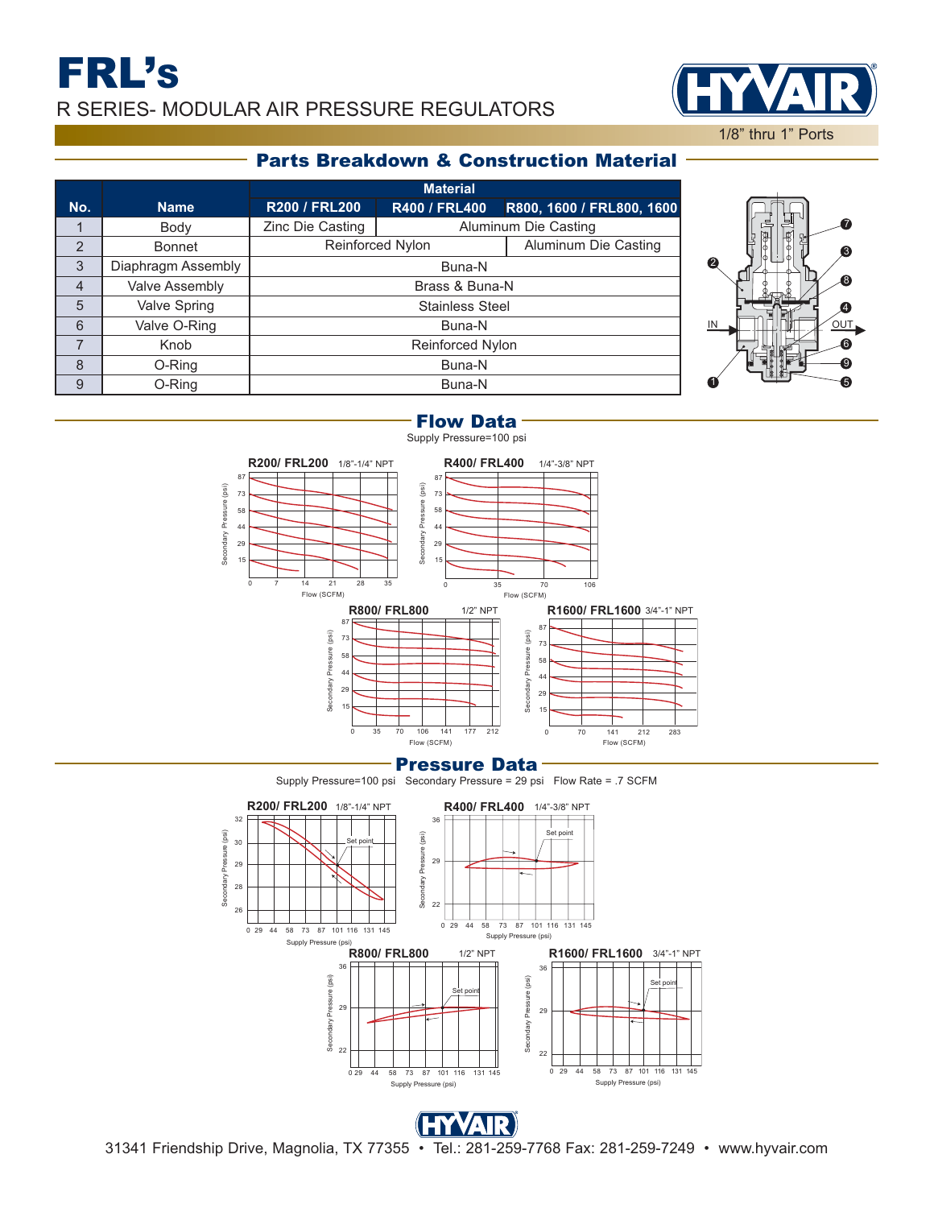# FRL's

R SERIES- MODULAR AIR PRESSURE REGULATORS

1/8" thru 1" Ports

## Parts Breakdown & Construction Material

| No. | Name | Material | | |
|---|---|---|---|---|
| | | R200 / FRL200 | R400 / FRL400 | R800, 1600 / FRL800, 1600 |
| 1 | Body | Zinc Die Casting | Aluminum Die Casting | |
| 2 | Bonnet | Reinforced Nylon | | Aluminum Die Casting |
| 3 | Diaphragm Assembly | Buna-N | | |
| 4 | Valve Assembly | Brass & Buna-N | | |
| 5 | Valve Spring | Stainless Steel | | |
| 6 | Valve O-Ring | Buna-N | | |
| 7 | Knob | Reinforced Nylon | | |
| 8 | O-Ring | Buna-N | | |
| 9 | O-Ring | Buna-N | | |

IN
OUT
1 2 3 4 5 6 7 8 9

## Flow Data

Supply Pressure=100 psi

**R200/ FRL200** 1/8"-1/4" NPT
Secondary Pressure (psi): 87, 73, 58, 44, 29, 15
Flow (SCFM): 0, 7, 14, 21, 28, 35

**R400/ FRL400** 1/4"-3/8" NPT
Secondary Pressure (psi): 87, 73, 58, 44, 29, 15
Flow (SCFM): 0, 35, 70, 106

**R800/ FRL800** 1/2" NPT
Secondary Pressure (psi): 87, 73, 58, 44, 29, 15
Flow (SCFM): 0, 35, 70, 106, 141, 177, 212

**R1600/ FRL1600** 3/4"-1" NPT
Secondary Pressure (psi): 87, 73, 58, 44, 29, 15
Flow (SCFM): 0, 70, 141, 212, 283

## Pressure Data

Supply Pressure=100 psi Secondary Pressure = 29 psi Flow Rate = .7 SCFM

**R200/ FRL200** 1/8"-1/4" NPT
Secondary Pressure (psi): 32, 30, 29, 28, 26
Set point
Supply Pressure (psi): 0, 29, 44, 58, 73, 87, 101, 116, 131, 145

**R400/ FRL400** 1/4"-3/8" NPT
Secondary Pressure (psi): 36, 29, 22
Set point
Supply Pressure (psi): 0, 29, 44, 58, 73, 87, 101, 116, 131, 145

**R800/ FRL800** 1/2" NPT
Secondary Pressure (psi): 36, 29, 22
Set point
Supply Pressure (psi): 0, 29, 44, 58, 73, 87, 101, 116, 131, 145

**R1600/ FRL1600** 3/4"-1" NPT
Secondary Pressure (psi): 36, 29, 22
Set point
Supply Pressure (psi): 0, 29, 44, 58, 73, 87, 101, 116, 131, 145

HYVAIR

31341 Friendship Drive, Magnolia, TX 77355 • Tel.: 281-259-7768 Fax: 281-259-7249 • www.hyvair.com